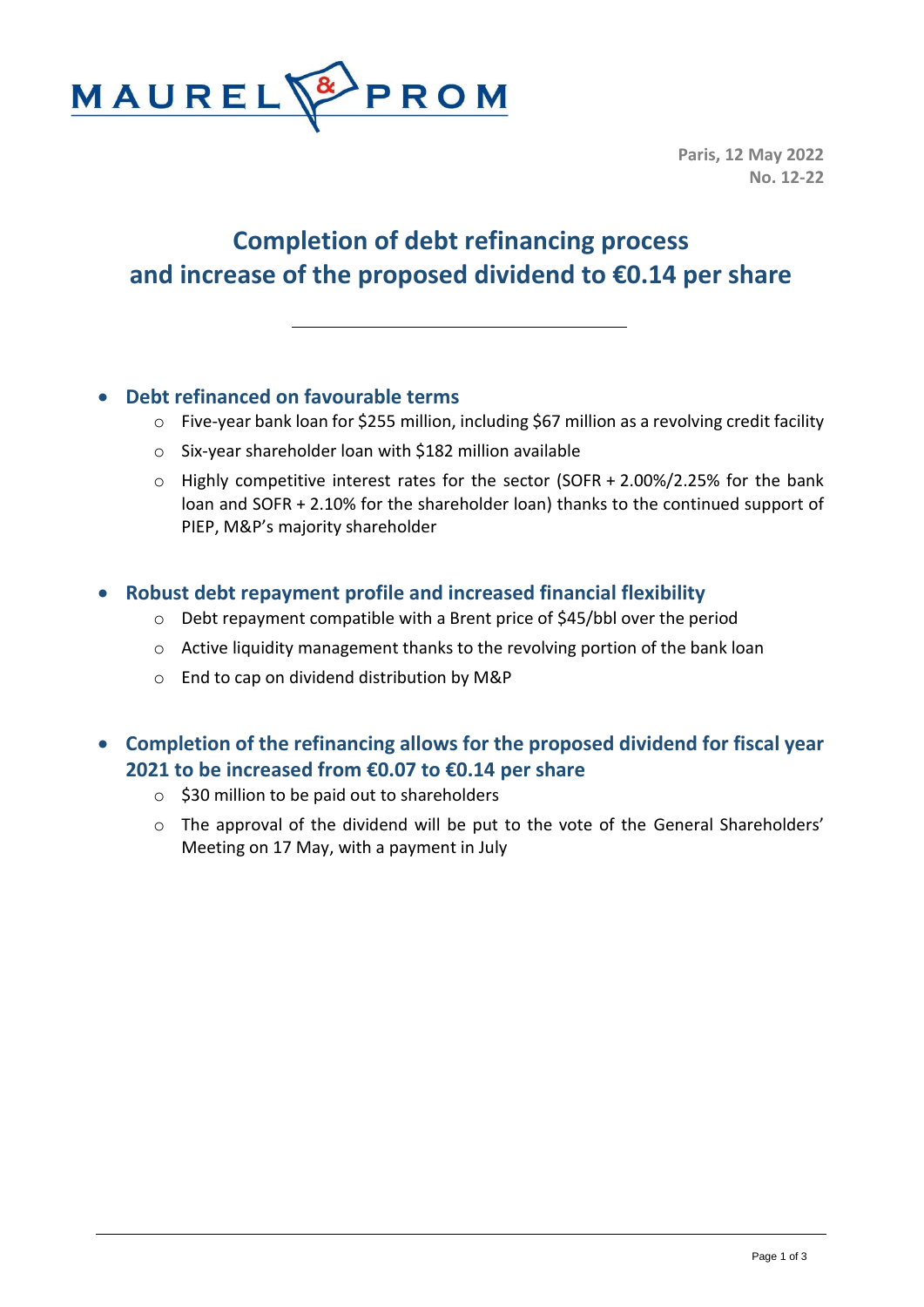MAUREL & PROM

**Paris, 12 May 2022**
**No. 12-22**

# Completion of debt refinancing process and increase of the proposed dividend to €0.14 per share

- **Debt refinanced on favourable terms**
  - Five-year bank loan for $255 million, including $67 million as a revolving credit facility
  - Six-year shareholder loan with $182 million available
  - Highly competitive interest rates for the sector (SOFR + 2.00%/2.25% for the bank loan and SOFR + 2.10% for the shareholder loan) thanks to the continued support of PIEP, M&P's majority shareholder

- **Robust debt repayment profile and increased financial flexibility**
  - Debt repayment compatible with a Brent price of $45/bbl over the period
  - Active liquidity management thanks to the revolving portion of the bank loan
  - End to cap on dividend distribution by M&P

- **Completion of the refinancing allows for the proposed dividend for fiscal year 2021 to be increased from €0.07 to €0.14 per share**
  - $30 million to be paid out to shareholders
  - The approval of the dividend will be put to the vote of the General Shareholders' Meeting on 17 May, with a payment in July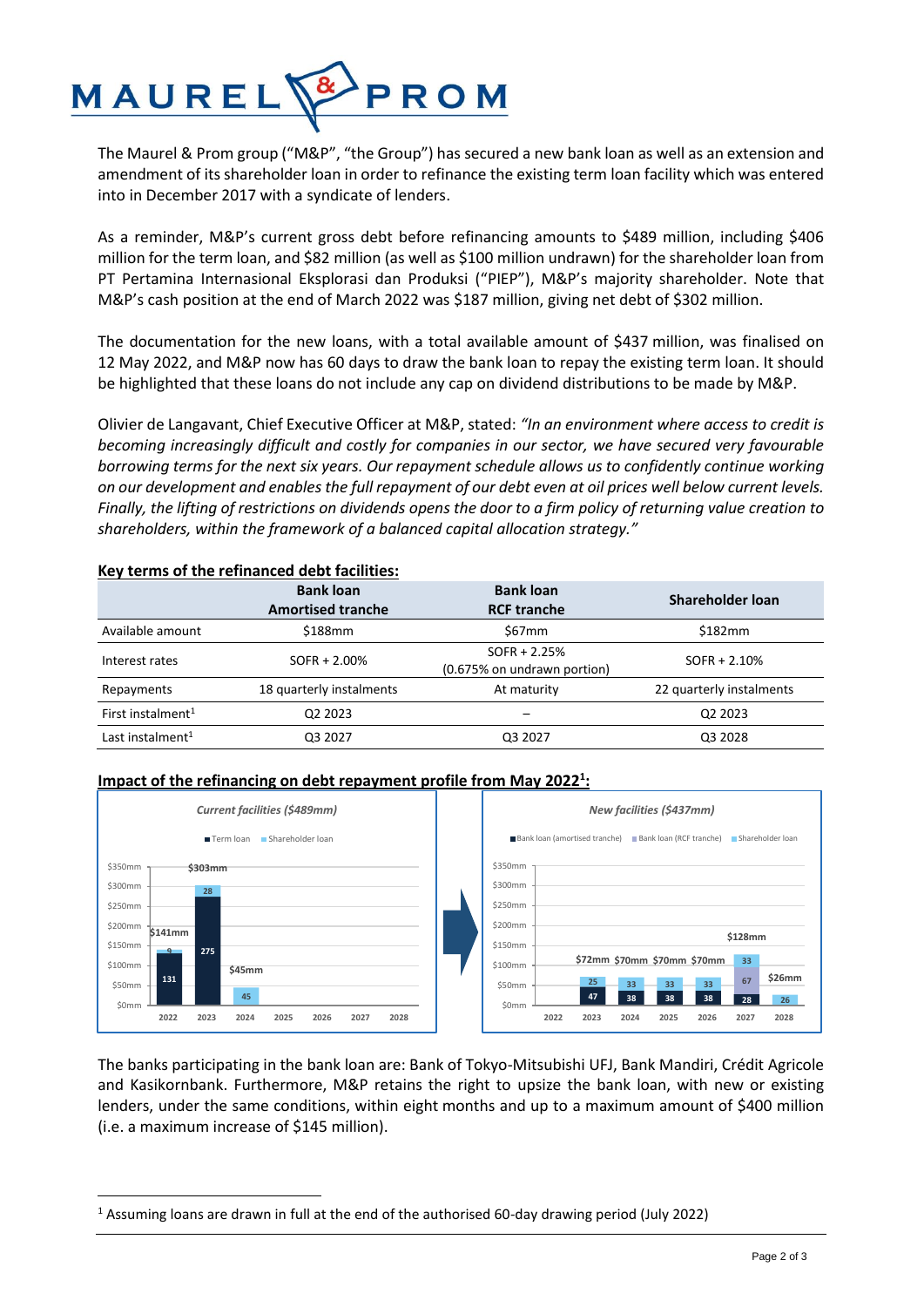The Maurel & Prom group ("M&P", "the Group") has secured a new bank loan as well as an extension and amendment of its shareholder loan in order to refinance the existing term loan facility which was entered into in December 2017 with a syndicate of lenders.

As a reminder, M&P's current gross debt before refinancing amounts to $489 million, including $406 million for the term loan, and $82 million (as well as $100 million undrawn) for the shareholder loan from PT Pertamina Internasional Eksplorasi dan Produksi ("PIEP"), M&P's majority shareholder. Note that M&P's cash position at the end of March 2022 was $187 million, giving net debt of $302 million.

The documentation for the new loans, with a total available amount of $437 million, was finalised on 12 May 2022, and M&P now has 60 days to draw the bank loan to repay the existing term loan. It should be highlighted that these loans do not include any cap on dividend distributions to be made by M&P.

Olivier de Langavant, Chief Executive Officer at M&P, stated: *"In an environment where access to credit is becoming increasingly difficult and costly for companies in our sector, we have secured very favourable borrowing terms for the next six years. Our repayment schedule allows us to confidently continue working on our development and enables the full repayment of our debt even at oil prices well below current levels. Finally, the lifting of restrictions on dividends opens the door to a firm policy of returning value creation to shareholders, within the framework of a balanced capital allocation strategy."*

**Key terms of the refinanced debt facilities:**

| | Bank loan Amortised tranche | Bank loan RCF tranche | Shareholder loan |
|---|---|---|---|
| Available amount | $188mm | $67mm | $182mm |
| Interest rates | SOFR + 2.00% | SOFR + 2.25% (0.675% on undrawn portion) | SOFR + 2.10% |
| Repayments | 18 quarterly instalments | At maturity | 22 quarterly instalments |
| First instalment[1] | Q2 2023 | – | Q2 2023 |
| Last instalment[1] | Q3 2027 | Q3 2027 | Q3 2028 |

**Impact of the refinancing on debt repayment profile from May 2022[1]:**

*Current facilities ($489mm)*

Term loan
Shareholder loan

$350mm
$300mm
$250mm
$200mm
$150mm
$100mm
$50mm
$0mm

$141mm
9
131
$303mm
28
275
$45mm
45

2022 2023 2024 2025 2026 2027 2028

*New facilities ($437mm)*

Bank loan (amortised tranche)
Bank loan (RCF tranche)
Shareholder loan

$350mm
$300mm
$250mm
$200mm
$150mm
$100mm
$50mm
$0mm

$72mm
25
47
$70mm
33
38
$70mm
33
38
$70mm
33
38
$128mm
33
67
28
$26mm
26

2022 2023 2024 2025 2026 2027 2028

The banks participating in the bank loan are: Bank of Tokyo-Mitsubishi UFJ, Bank Mandiri, Crédit Agricole and Kasikornbank. Furthermore, M&P retains the right to upsize the bank loan, with new or existing lenders, under the same conditions, within eight months and up to a maximum amount of $400 million (i.e. a maximum increase of $145 million).

[1] Assuming loans are drawn in full at the end of the authorised 60-day drawing period (July 2022)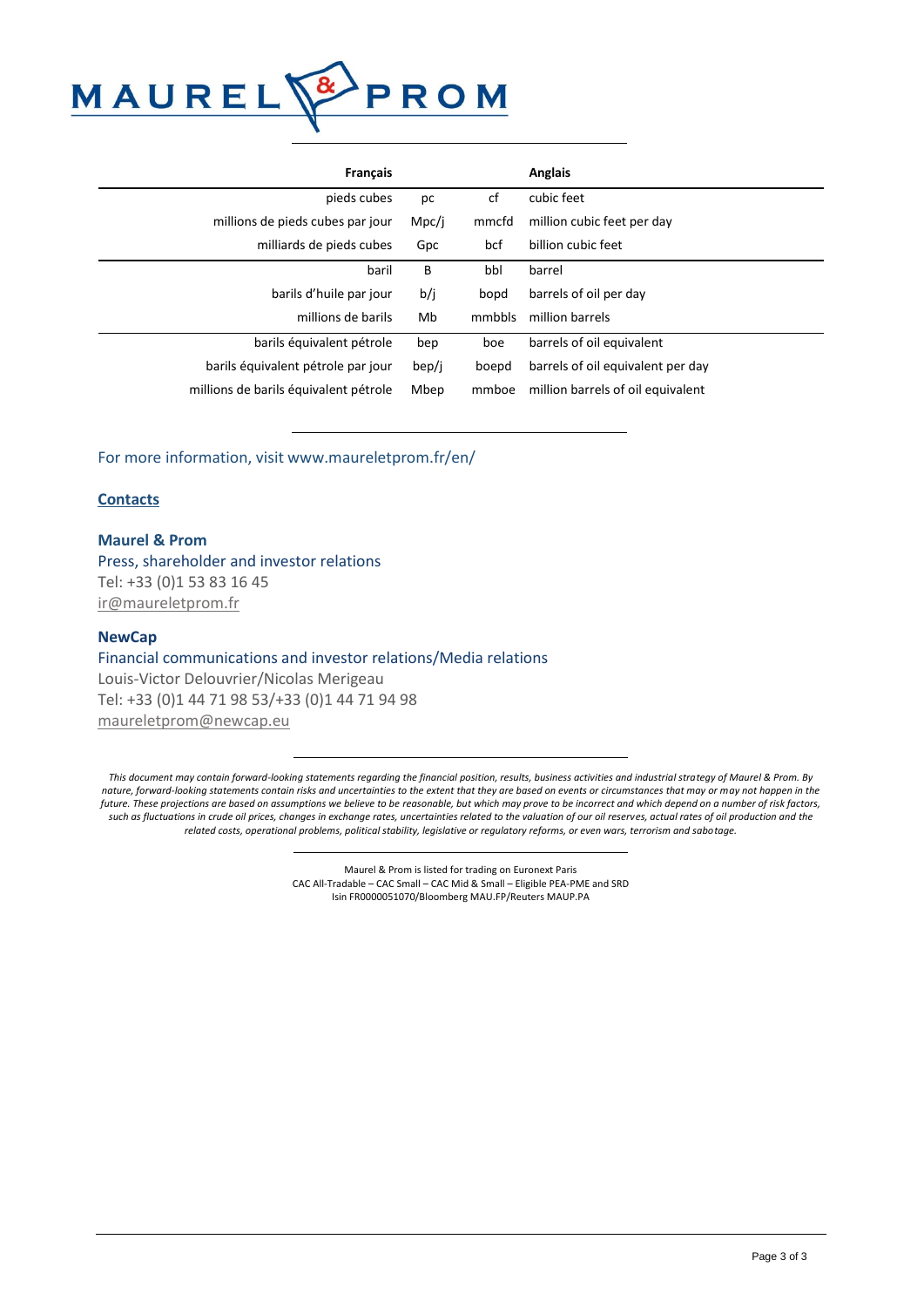| Français | | | Anglais |
|---|---|---|---|
| pieds cubes | pc | cf | cubic feet |
| millions de pieds cubes par jour | Mpc/j | mmcfd | million cubic feet per day |
| milliards de pieds cubes | Gpc | bcf | billion cubic feet |
| baril | B | bbl | barrel |
| barils d'huile par jour | b/j | bopd | barrels of oil per day |
| millions de barils | Mb | mmbbls | million barrels |
| barils équivalent pétrole | bep | boe | barrels of oil equivalent |
| barils équivalent pétrole par jour | bep/j | boepd | barrels of oil equivalent per day |
| millions de barils équivalent pétrole | Mbep | mmboe | million barrels of oil equivalent |

For more information, visit www.maureletprom.fr/en/

## Contacts

**Maurel & Prom**
Press, shareholder and investor relations
Tel: +33 (0)1 53 83 16 45
ir@maureletprom.fr

**NewCap**
Financial communications and investor relations/Media relations
Louis-Victor Delouvrier/Nicolas Merigeau
Tel: +33 (0)1 44 71 98 53/+33 (0)1 44 71 94 98
maureletprom@newcap.eu

*This document may contain forward-looking statements regarding the financial position, results, business activities and industrial strategy of Maurel & Prom. By nature, forward-looking statements contain risks and uncertainties to the extent that they are based on events or circumstances that may or may not happen in the future. These projections are based on assumptions we believe to be reasonable, but which may prove to be incorrect and which depend on a number of risk factors, such as fluctuations in crude oil prices, changes in exchange rates, uncertainties related to the valuation of our oil reserves, actual rates of oil production and the related costs, operational problems, political stability, legislative or regulatory reforms, or even wars, terrorism and sabotage.*

Maurel & Prom is listed for trading on Euronext Paris
CAC All-Tradable – CAC Small – CAC Mid & Small – Eligible PEA-PME and SRD
Isin FR0000051070/Bloomberg MAU.FP/Reuters MAUP.PA